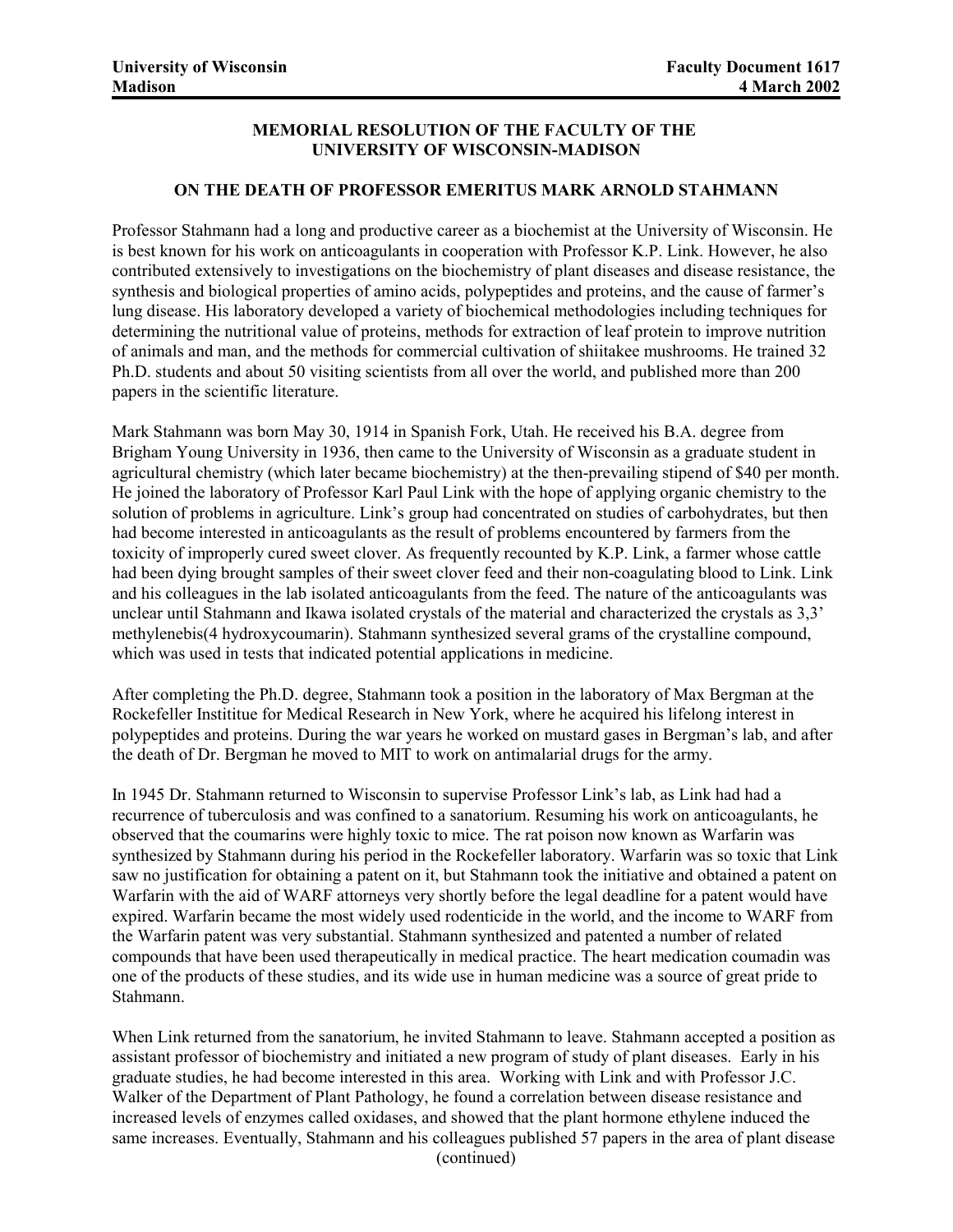University of Wisconsin
Madison

Faculty Document 1617
4 March 2002

**MEMORIAL RESOLUTION OF THE FACULTY OF THE UNIVERSITY OF WISCONSIN-MADISON**

**ON THE DEATH OF PROFESSOR EMERITUS MARK ARNOLD STAHMANN**

Professor Stahmann had a long and productive career as a biochemist at the University of Wisconsin. He is best known for his work on anticoagulants in cooperation with Professor K.P. Link. However, he also contributed extensively to investigations on the biochemistry of plant diseases and disease resistance, the synthesis and biological properties of amino acids, polypeptides and proteins, and the cause of farmer's lung disease. His laboratory developed a variety of biochemical methodologies including techniques for determining the nutritional value of proteins, methods for extraction of leaf protein to improve nutrition of animals and man, and the methods for commercial cultivation of shiitakee mushrooms. He trained 32 Ph.D. students and about 50 visiting scientists from all over the world, and published more than 200 papers in the scientific literature.

Mark Stahmann was born May 30, 1914 in Spanish Fork, Utah. He received his B.A. degree from Brigham Young University in 1936, then came to the University of Wisconsin as a graduate student in agricultural chemistry (which later became biochemistry) at the then-prevailing stipend of $40 per month. He joined the laboratory of Professor Karl Paul Link with the hope of applying organic chemistry to the solution of problems in agriculture. Link's group had concentrated on studies of carbohydrates, but then had become interested in anticoagulants as the result of problems encountered by farmers from the toxicity of improperly cured sweet clover. As frequently recounted by K.P. Link, a farmer whose cattle had been dying brought samples of their sweet clover feed and their non-coagulating blood to Link. Link and his colleagues in the lab isolated anticoagulants from the feed. The nature of the anticoagulants was unclear until Stahmann and Ikawa isolated crystals of the material and characterized the crystals as 3,3' methylenebis(4 hydroxycoumarin). Stahmann synthesized several grams of the crystalline compound, which was used in tests that indicated potential applications in medicine.

After completing the Ph.D. degree, Stahmann took a position in the laboratory of Max Bergman at the Rockefeller Instititue for Medical Research in New York, where he acquired his lifelong interest in polypeptides and proteins. During the war years he worked on mustard gases in Bergman's lab, and after the death of Dr. Bergman he moved to MIT to work on antimalarial drugs for the army.

In 1945 Dr. Stahmann returned to Wisconsin to supervise Professor Link's lab, as Link had had a recurrence of tuberculosis and was confined to a sanatorium. Resuming his work on anticoagulants, he observed that the coumarins were highly toxic to mice. The rat poison now known as Warfarin was synthesized by Stahmann during his period in the Rockefeller laboratory. Warfarin was so toxic that Link saw no justification for obtaining a patent on it, but Stahmann took the initiative and obtained a patent on Warfarin with the aid of WARF attorneys very shortly before the legal deadline for a patent would have expired. Warfarin became the most widely used rodenticide in the world, and the income to WARF from the Warfarin patent was very substantial. Stahmann synthesized and patented a number of related compounds that have been used therapeutically in medical practice. The heart medication coumadin was one of the products of these studies, and its wide use in human medicine was a source of great pride to Stahmann.

When Link returned from the sanatorium, he invited Stahmann to leave. Stahmann accepted a position as assistant professor of biochemistry and initiated a new program of study of plant diseases. Early in his graduate studies, he had become interested in this area. Working with Link and with Professor J.C. Walker of the Department of Plant Pathology, he found a correlation between disease resistance and increased levels of enzymes called oxidases, and showed that the plant hormone ethylene induced the same increases. Eventually, Stahmann and his colleagues published 57 papers in the area of plant disease

(continued)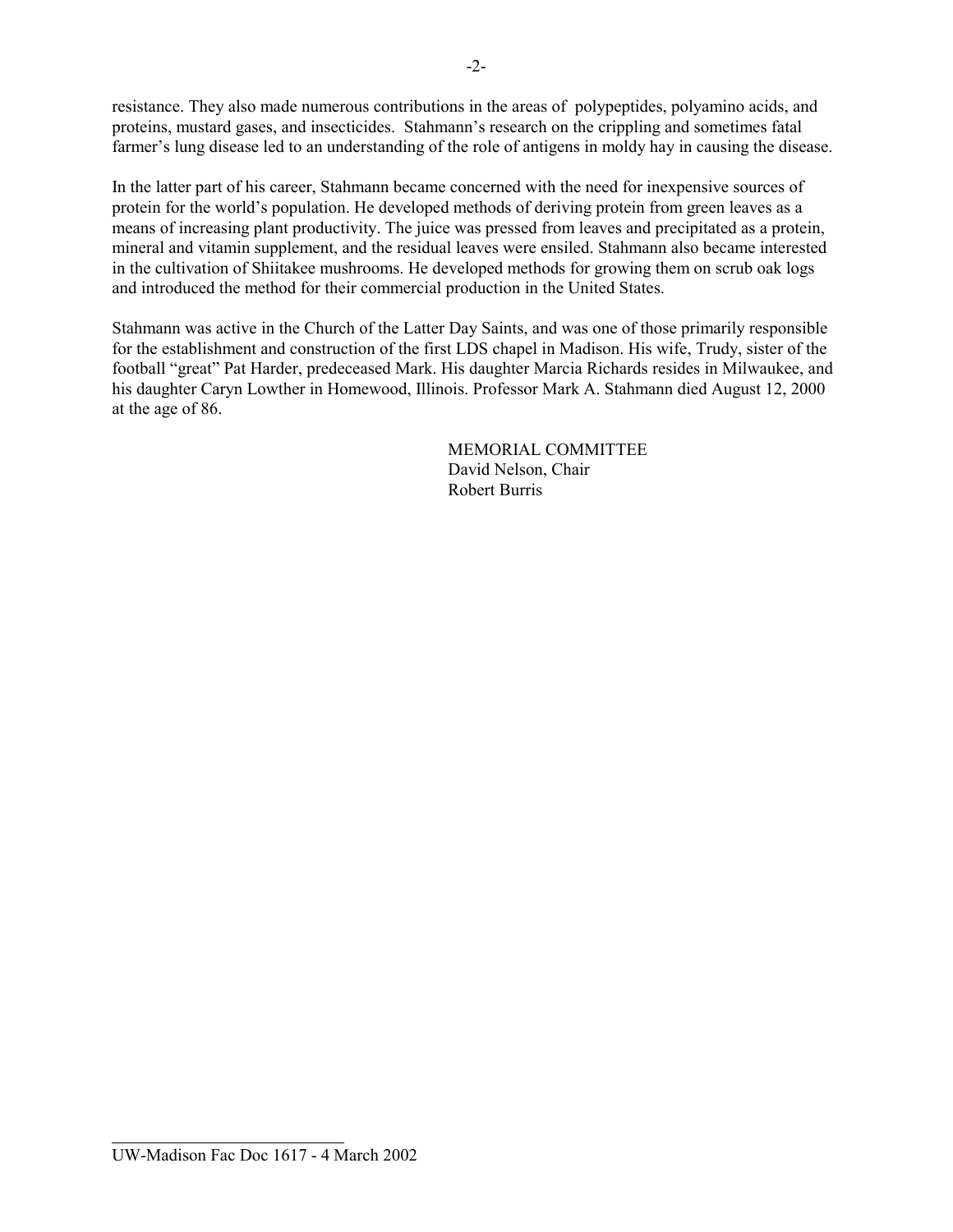resistance. They also made numerous contributions in the areas of polypeptides, polyamino acids, and proteins, mustard gases, and insecticides. Stahmann's research on the crippling and sometimes fatal farmer's lung disease led to an understanding of the role of antigens in moldy hay in causing the disease.

In the latter part of his career, Stahmann became concerned with the need for inexpensive sources of protein for the world's population. He developed methods of deriving protein from green leaves as a means of increasing plant productivity. The juice was pressed from leaves and precipitated as a protein, mineral and vitamin supplement, and the residual leaves were ensiled. Stahmann also became interested in the cultivation of Shiitakee mushrooms. He developed methods for growing them on scrub oak logs and introduced the method for their commercial production in the United States.

Stahmann was active in the Church of the Latter Day Saints, and was one of those primarily responsible for the establishment and construction of the first LDS chapel in Madison. His wife, Trudy, sister of the football "great" Pat Harder, predeceased Mark. His daughter Marcia Richards resides in Milwaukee, and his daughter Caryn Lowther in Homewood, Illinois. Professor Mark A. Stahmann died August 12, 2000 at the age of 86.

MEMORIAL COMMITTEE
David Nelson, Chair
Robert Burris

UW-Madison Fac Doc 1617 - 4 March 2002